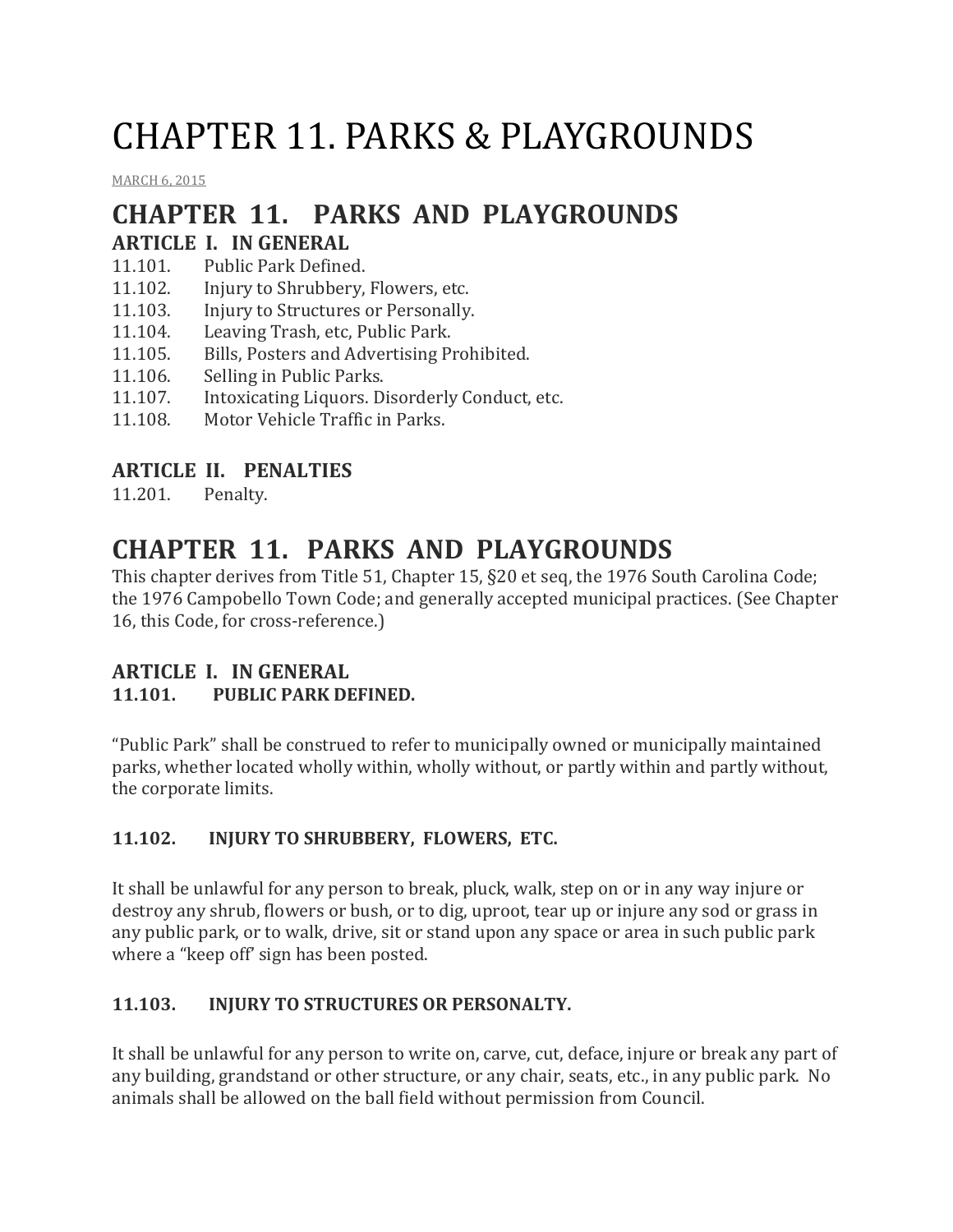# CHAPTER 11. PARKS & PLAYGROUNDS

MARCH 6, 2015

## CHAPTER 11. PARKS AND PLAYGROUNDS

### ARTICLE I. IN GENERAL

11.101. Public Park Defined.
11.102. Injury to Shrubbery, Flowers, etc.
11.103. Injury to Structures or Personally.
11.104. Leaving Trash, etc, Public Park.
11.105. Bills, Posters and Advertising Prohibited.
11.106. Selling in Public Parks.
11.107. Intoxicating Liquors. Disorderly Conduct, etc.
11.108. Motor Vehicle Traffic in Parks.

### ARTICLE II. PENALTIES

11.201. Penalty.

## CHAPTER 11. PARKS AND PLAYGROUNDS

This chapter derives from Title 51, Chapter 15, §20 et seq, the 1976 South Carolina Code; the 1976 Campobello Town Code; and generally accepted municipal practices. (See Chapter 16, this Code, for cross-reference.)

### ARTICLE I. IN GENERAL

**11.101. PUBLIC PARK DEFINED.**

"Public Park" shall be construed to refer to municipally owned or municipally maintained parks, whether located wholly within, wholly without, or partly within and partly without, the corporate limits.

**11.102. INJURY TO SHRUBBERY, FLOWERS, ETC.**

It shall be unlawful for any person to break, pluck, walk, step on or in any way injure or destroy any shrub, flowers or bush, or to dig, uproot, tear up or injure any sod or grass in any public park, or to walk, drive, sit or stand upon any space or area in such public park where a "keep off' sign has been posted.

**11.103. INJURY TO STRUCTURES OR PERSONALTY.**

It shall be unlawful for any person to write on, carve, cut, deface, injure or break any part of any building, grandstand or other structure, or any chair, seats, etc., in any public park. No animals shall be allowed on the ball field without permission from Council.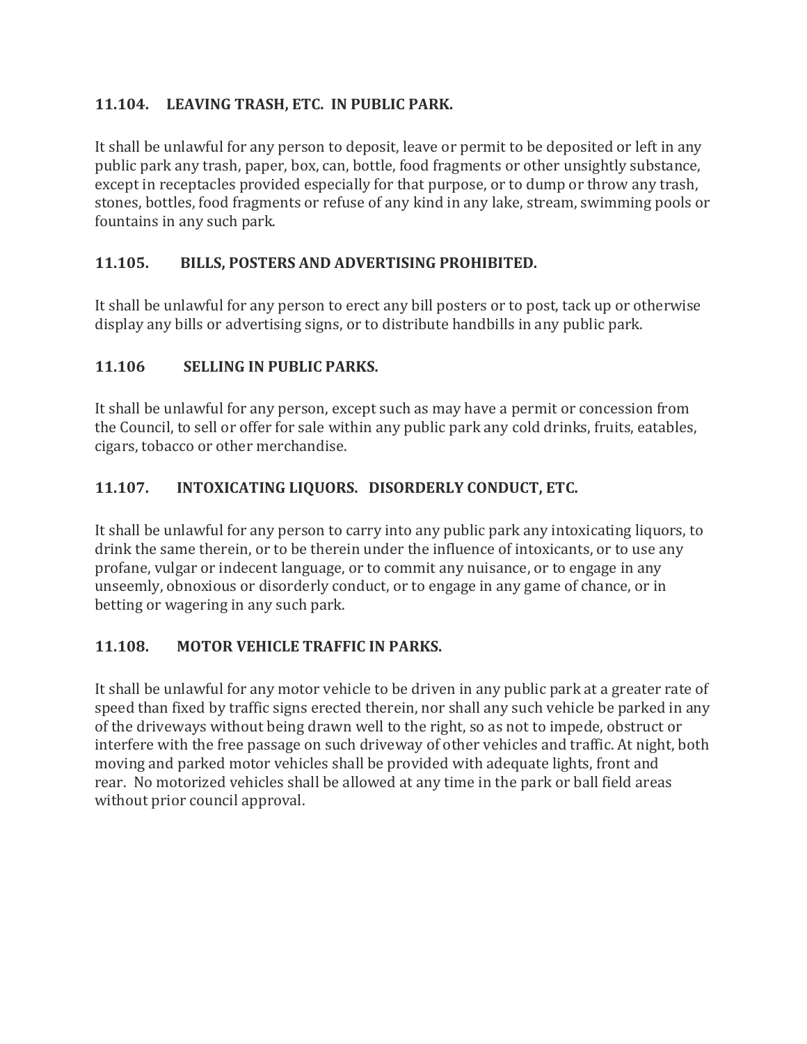### 11.104. LEAVING TRASH, ETC. IN PUBLIC PARK.

It shall be unlawful for any person to deposit, leave or permit to be deposited or left in any public park any trash, paper, box, can, bottle, food fragments or other unsightly substance, except in receptacles provided especially for that purpose, or to dump or throw any trash, stones, bottles, food fragments or refuse of any kind in any lake, stream, swimming pools or fountains in any such park.

### 11.105. BILLS, POSTERS AND ADVERTISING PROHIBITED.

It shall be unlawful for any person to erect any bill posters or to post, tack up or otherwise display any bills or advertising signs, or to distribute handbills in any public park.

### 11.106 SELLING IN PUBLIC PARKS.

It shall be unlawful for any person, except such as may have a permit or concession from the Council, to sell or offer for sale within any public park any cold drinks, fruits, eatables, cigars, tobacco or other merchandise.

### 11.107. INTOXICATING LIQUORS. DISORDERLY CONDUCT, ETC.

It shall be unlawful for any person to carry into any public park any intoxicating liquors, to drink the same therein, or to be therein under the influence of intoxicants, or to use any profane, vulgar or indecent language, or to commit any nuisance, or to engage in any unseemly, obnoxious or disorderly conduct, or to engage in any game of chance, or in betting or wagering in any such park.

### 11.108. MOTOR VEHICLE TRAFFIC IN PARKS.

It shall be unlawful for any motor vehicle to be driven in any public park at a greater rate of speed than fixed by traffic signs erected therein, nor shall any such vehicle be parked in any of the driveways without being drawn well to the right, so as not to impede, obstruct or interfere with the free passage on such driveway of other vehicles and traffic. At night, both moving and parked motor vehicles shall be provided with adequate lights, front and rear. No motorized vehicles shall be allowed at any time in the park or ball field areas without prior council approval.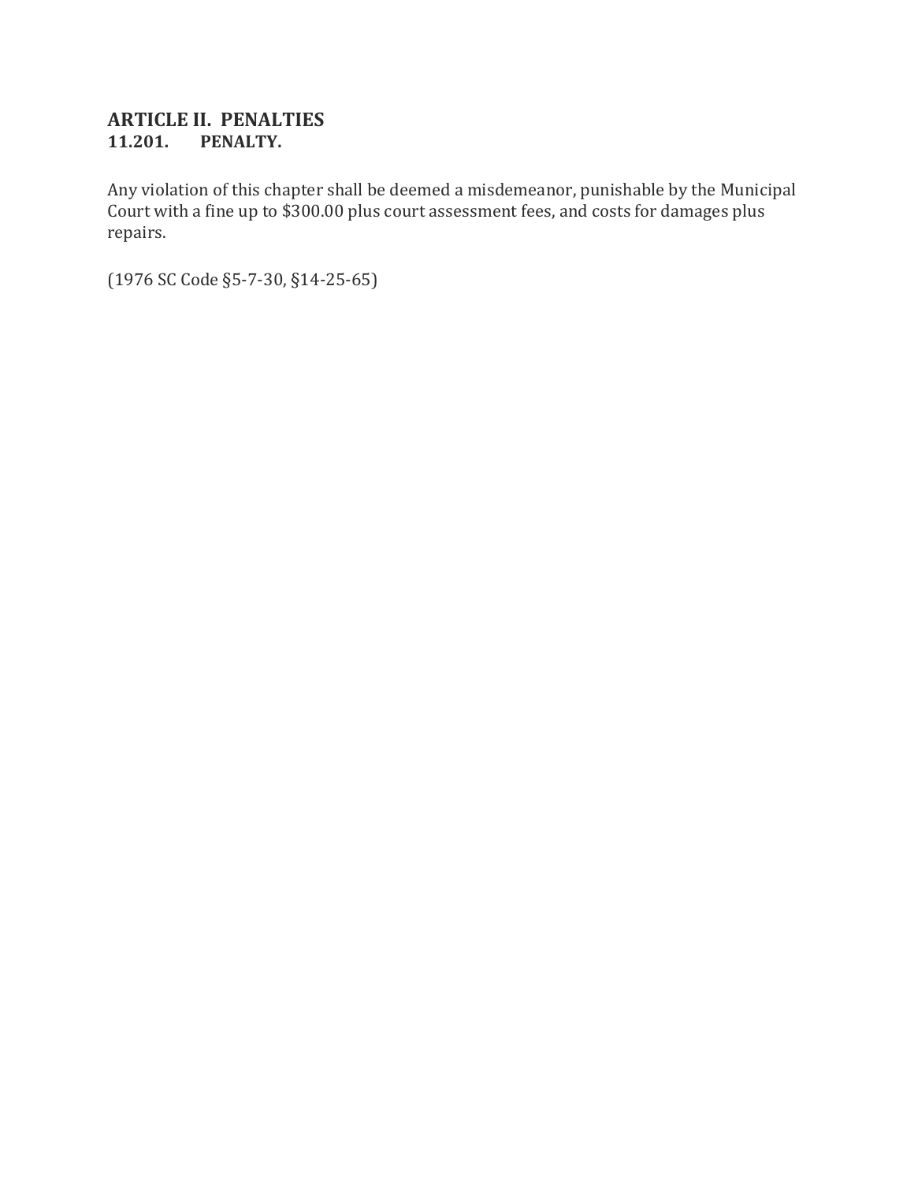## ARTICLE II. PENALTIES

### 11.201. PENALTY.

Any violation of this chapter shall be deemed a misdemeanor, punishable by the Municipal Court with a fine up to $300.00 plus court assessment fees, and costs for damages plus repairs.

(1976 SC Code §5-7-30, §14-25-65)